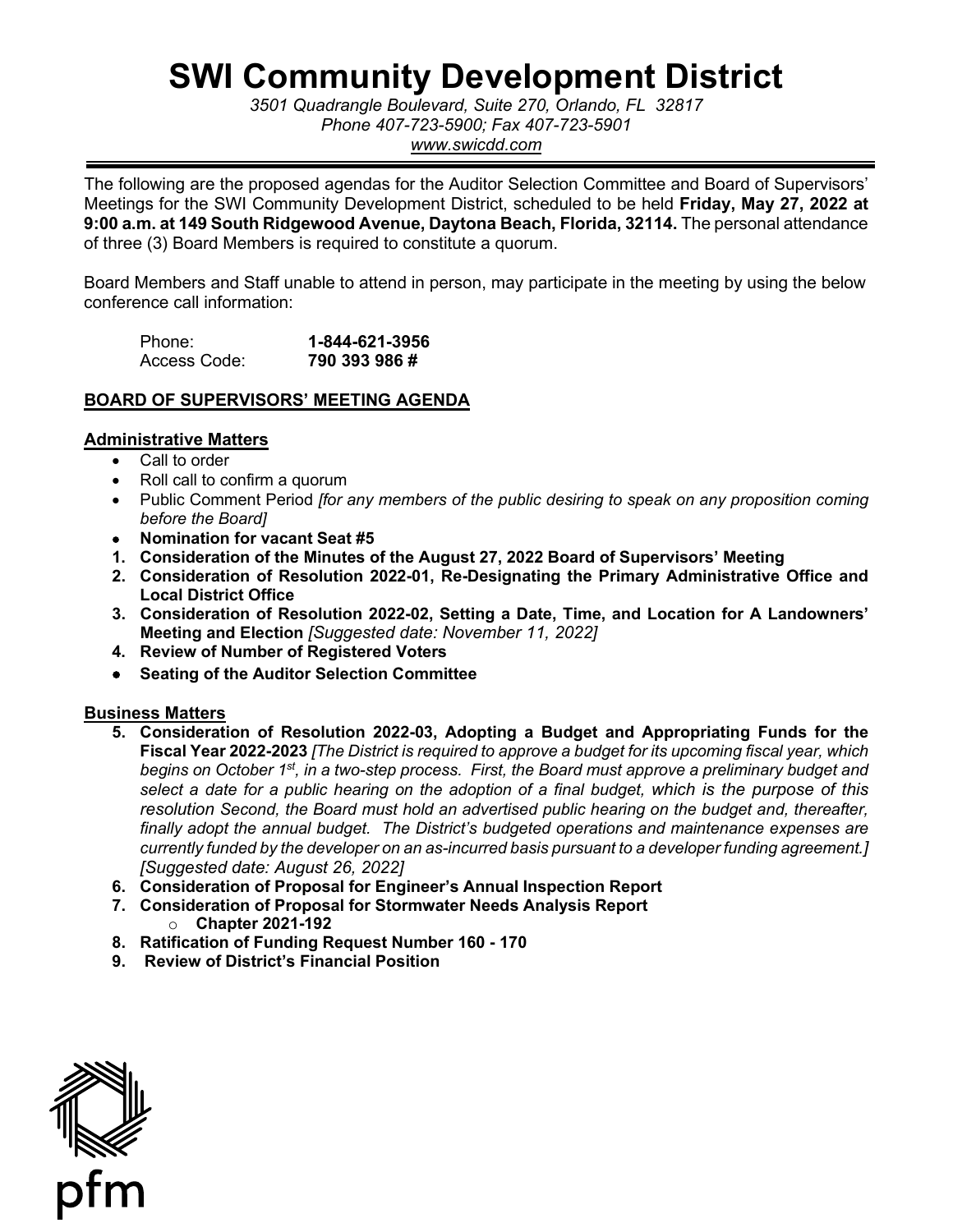# SWI Community Development District

*3501 Quadrangle Boulevard, Suite 270, Orlando, FL 32817*
*Phone 407-723-5900; Fax 407-723-5901*
*www.swicdd.com*

---

The following are the proposed agendas for the Auditor Selection Committee and Board of Supervisors' Meetings for the SWI Community Development District, scheduled to be held **Friday, May 27, 2022 at 9:00 a.m. at 149 South Ridgewood Avenue, Daytona Beach, Florida, 32114.** The personal attendance of three (3) Board Members is required to constitute a quorum.

Board Members and Staff unable to attend in person, may participate in the meeting by using the below conference call information:

| | |
|---|---|
| Phone: | **1-844-621-3956** |
| Access Code: | **790 393 986 #** |

## BOARD OF SUPERVISORS' MEETING AGENDA

### Administrative Matters

- Call to order
- Roll call to confirm a quorum
- Public Comment Period *[for any members of the public desiring to speak on any proposition coming before the Board]*
- **Nomination for vacant Seat #5**

1. **Consideration of the Minutes of the August 27, 2022 Board of Supervisors' Meeting**
2. **Consideration of Resolution 2022-01, Re-Designating the Primary Administrative Office and Local District Office**
3. **Consideration of Resolution 2022-02, Setting a Date, Time, and Location for A Landowners' Meeting and Election** *[Suggested date: November 11, 2022]*
4. **Review of Number of Registered Voters**

- **Seating of the Auditor Selection Committee**

### Business Matters

5. **Consideration of Resolution 2022-03, Adopting a Budget and Appropriating Funds for the Fiscal Year 2022-2023** *[The District is required to approve a budget for its upcoming fiscal year, which begins on October 1st, in a two-step process. First, the Board must approve a preliminary budget and select a date for a public hearing on the adoption of a final budget, which is the purpose of this resolution Second, the Board must hold an advertised public hearing on the budget and, thereafter, finally adopt the annual budget. The District's budgeted operations and maintenance expenses are currently funded by the developer on an as-incurred basis pursuant to a developer funding agreement.] [Suggested date: August 26, 2022]*
6. **Consideration of Proposal for Engineer's Annual Inspection Report**
7. **Consideration of Proposal for Stormwater Needs Analysis Report**
   - **Chapter 2021-192**
8. **Ratification of Funding Request Number 160 - 170**
9. **Review of District's Financial Position**

pfm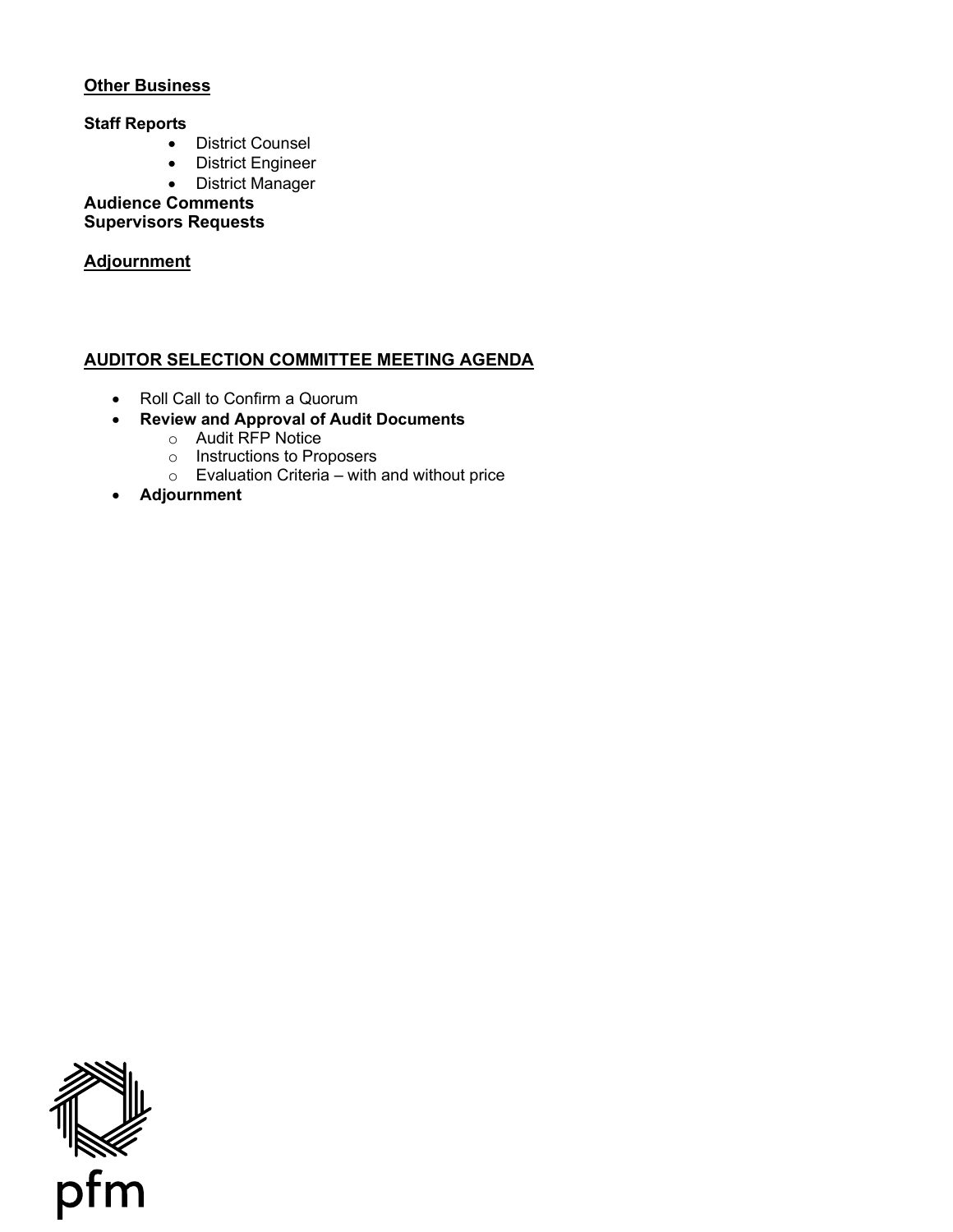**Other Business**

**Staff Reports**

- District Counsel
- District Engineer
- District Manager

**Audience Comments**
**Supervisors Requests**

**Adjournment**

**AUDITOR SELECTION COMMITTEE MEETING AGENDA**

- Roll Call to Confirm a Quorum
- **Review and Approval of Audit Documents**
  - Audit RFP Notice
  - Instructions to Proposers
  - Evaluation Criteria – with and without price
- **Adjournment**

pfm